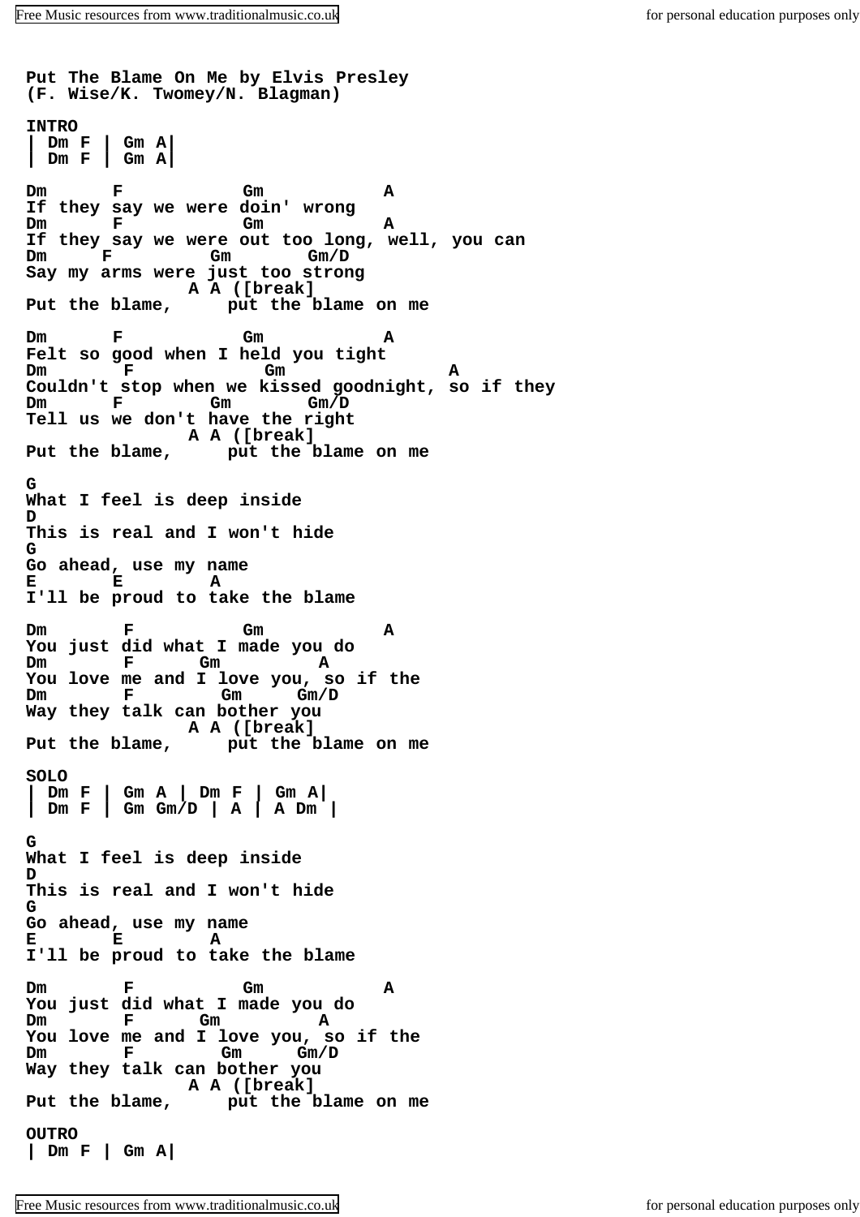**Put The Blame On Me by Elvis Presley**
**(F. Wise/K. Twomey/N. Blagman)**

**INTRO**

```
| Dm F | Gm A|
| Dm F | Gm A|
```

```
Dm       F            Gm            A
If they say we were doin' wrong
Dm       F            Gm            A
If they say we were out too long, well, you can
Dm      F          Gm       Gm/D
Say my arms were just too strong
                A A ([break]
Put the blame,     put the blame on me

Dm       F            Gm            A
Felt so good when I held you tight
Dm        F             Gm               A
Couldn't stop when we kissed goodnight, so if they
Dm       F         Gm       Gm/D
Tell us we don't have the right
                A A ([break]
Put the blame,     put the blame on me

G
What I feel is deep inside
D
This is real and I won't hide
G
Go ahead, use my name
E       E        A
I'll be proud to take the blame

Dm        F           Gm            A
You just did what I made you do
Dm        F      Gm         A
You love me and I love you, so if the
Dm        F         Gm     Gm/D
Way they talk can bother you
                A A ([break]
Put the blame,     put the blame on me
```

**SOLO**

```
| Dm F | Gm A | Dm F | Gm A|
| Dm F | Gm Gm/D | A | A Dm |
```

```
G
What I feel is deep inside
D
This is real and I won't hide
G
Go ahead, use my name
E       E        A
I'll be proud to take the blame

Dm        F           Gm            A
You just did what I made you do
Dm        F      Gm         A
You love me and I love you, so if the
Dm        F         Gm     Gm/D
Way they talk can bother you
                A A ([break]
Put the blame,     put the blame on me
```

**OUTRO**

```
| Dm F | Gm A|
```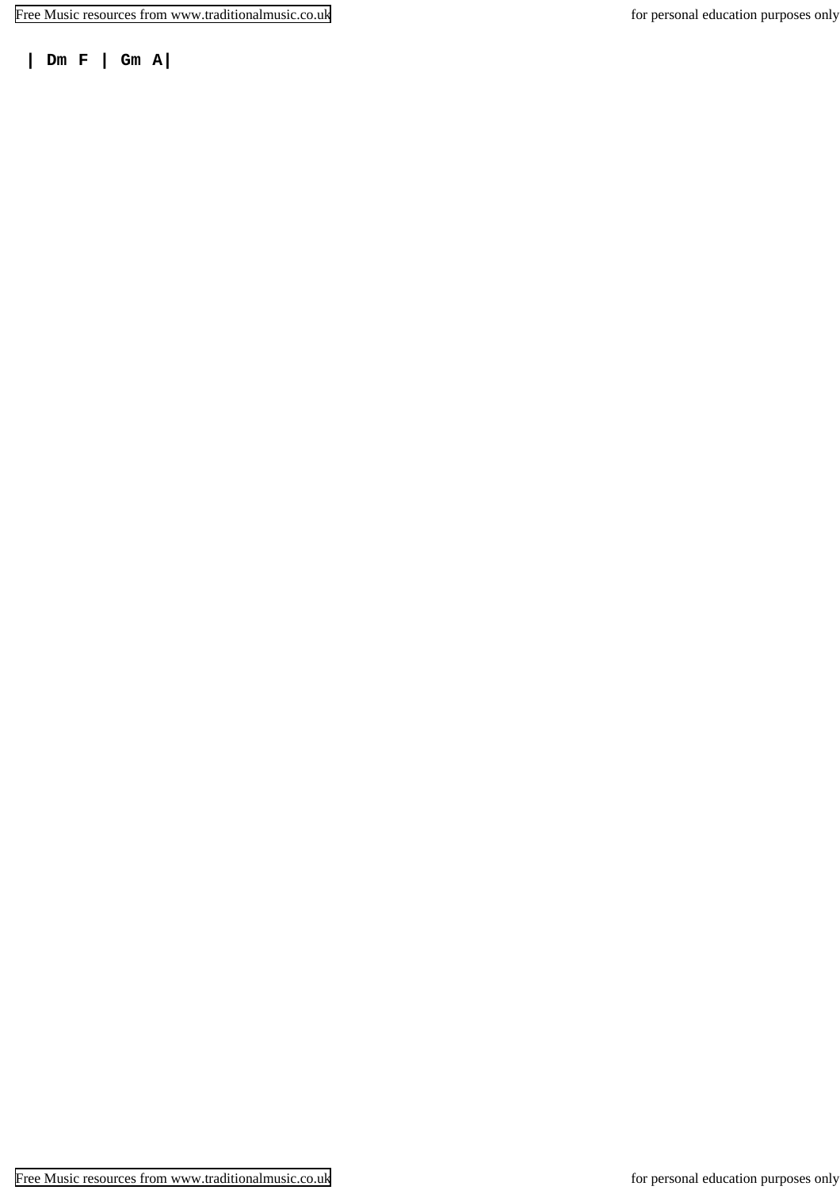```
| Dm F | Gm A|
```